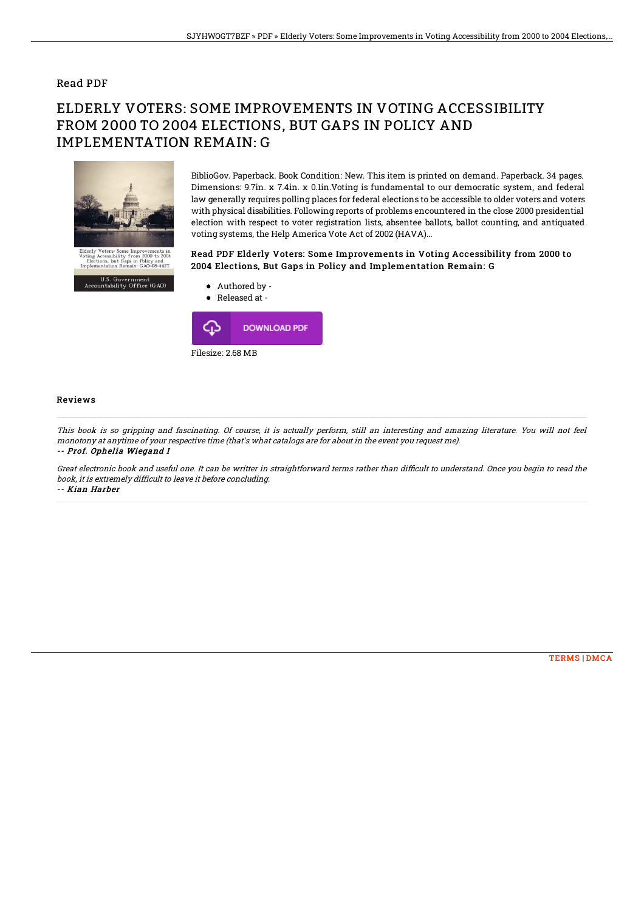Read PDF

# ELDERLY VOTERS: SOME IMPROVEMENTS IN VOTING ACCESSIBILITY FROM 2000 TO 2004 ELECTIONS, BUT GAPS IN POLICY AND IMPLEMENTATION REMAIN: G

BiblioGov. Paperback. Book Condition: New. This item is printed on demand. Paperback. 34 pages. Dimensions: 9.7in. x 7.4in. x 0.1in.Voting is fundamental to our democratic system, and federal law generally requires polling places for federal elections to be accessible to older voters and voters with physical disabilities. Following reports of problems encountered in the close 2000 presidential election with respect to voter registration lists, absentee ballots, ballot counting, and antiquated voting systems, the Help America Vote Act of 2002 (HAVA)...

### Read PDF Elderly Voters: Some Improvements in Voting Accessibility from 2000 to 2004 Elections, But Gaps in Policy and Implementation Remain: G

- Authored by -
- Released at -

DOWNLOAD PDF

Filesize: 2.68 MB

## Reviews

*This book is so gripping and fascinating. Of course, it is actually perform, still an interesting and amazing literature. You will not feel monotony at anytime of your respective time (that's what catalogs are for about in the event you request me).*

-- *Prof. Ophelia Wiegand I*

*Great electronic book and useful one. It can be writter in straightforward terms rather than difficult to understand. Once you begin to read the book, it is extremely difficult to leave it before concluding.*

-- *Kian Harber*

TERMS | DMCA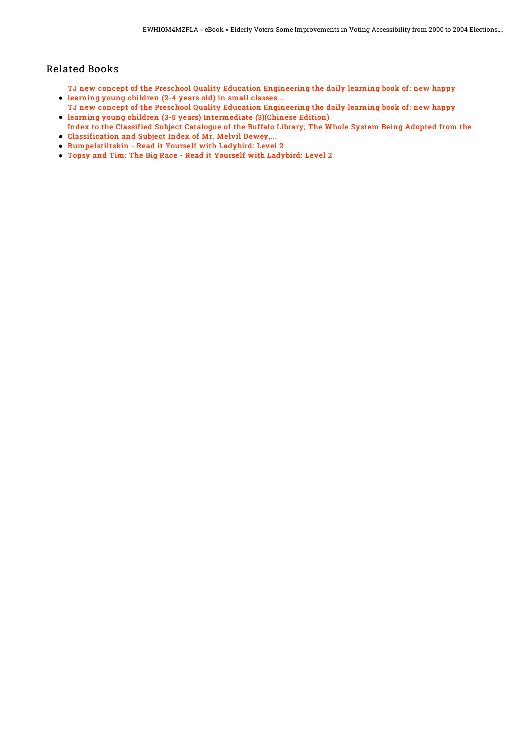## Related Books

- TJ new concept of the Preschool Quality Education Engineering the daily learning book of: new happy learning young children (2-4 years old) in small classes...
- TJ new concept of the Preschool Quality Education Engineering the daily learning book of: new happy learning young children (3-5 years) Intermediate (3)(Chinese Edition)
- Index to the Classified Subject Catalogue of the Buffalo Library; The Whole System Being Adopted from the Classification and Subject Index of Mr. Melvil Dewey,...
- Rumpelstiltskin - Read it Yourself with Ladybird: Level 2
- Topsy and Tim: The Big Race - Read it Yourself with Ladybird: Level 2